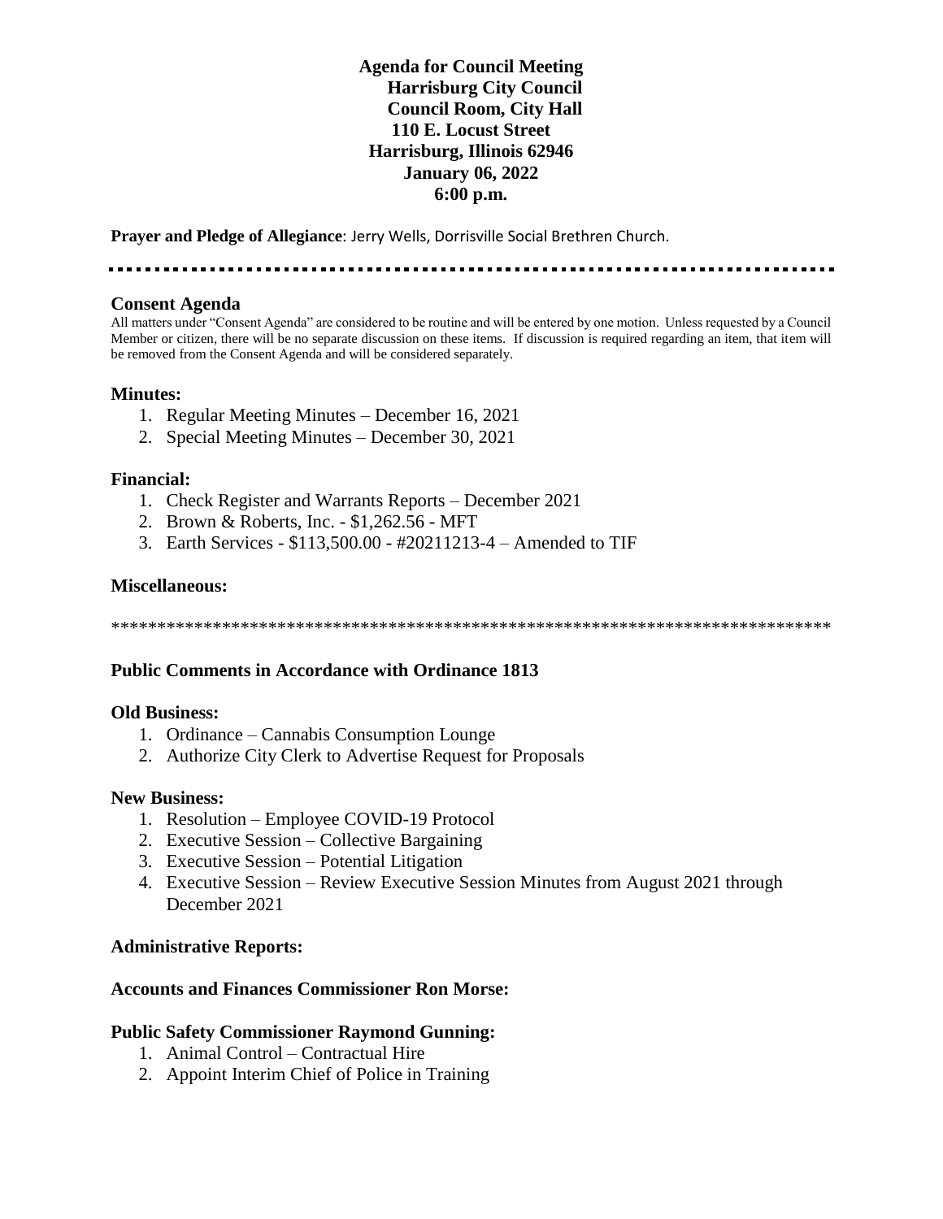# Agenda for Council Meeting
## Harrisburg City Council
## Council Room, City Hall
## 110 E. Locust Street
## Harrisburg, Illinois 62946
## January 06, 2022
## 6:00 p.m.

**Prayer and Pledge of Allegiance**: Jerry Wells, Dorrisville Social Brethren Church.

---

### Consent Agenda

All matters under "Consent Agenda" are considered to be routine and will be entered by one motion. Unless requested by a Council Member or citizen, there will be no separate discussion on these items. If discussion is required regarding an item, that item will be removed from the Consent Agenda and will be considered separately.

### Minutes:

1. Regular Meeting Minutes – December 16, 2021
2. Special Meeting Minutes – December 30, 2021

### Financial:

1. Check Register and Warrants Reports – December 2021
2. Brown & Roberts, Inc. - $1,262.56 - MFT
3. Earth Services - $113,500.00 - #20211213-4 – Amended to TIF

### Miscellaneous:

*******************************************************************************

### Public Comments in Accordance with Ordinance 1813

### Old Business:

1. Ordinance – Cannabis Consumption Lounge
2. Authorize City Clerk to Advertise Request for Proposals

### New Business:

1. Resolution – Employee COVID-19 Protocol
2. Executive Session – Collective Bargaining
3. Executive Session – Potential Litigation
4. Executive Session – Review Executive Session Minutes from August 2021 through December 2021

### Administrative Reports:

### Accounts and Finances Commissioner Ron Morse:

### Public Safety Commissioner Raymond Gunning:

1. Animal Control – Contractual Hire
2. Appoint Interim Chief of Police in Training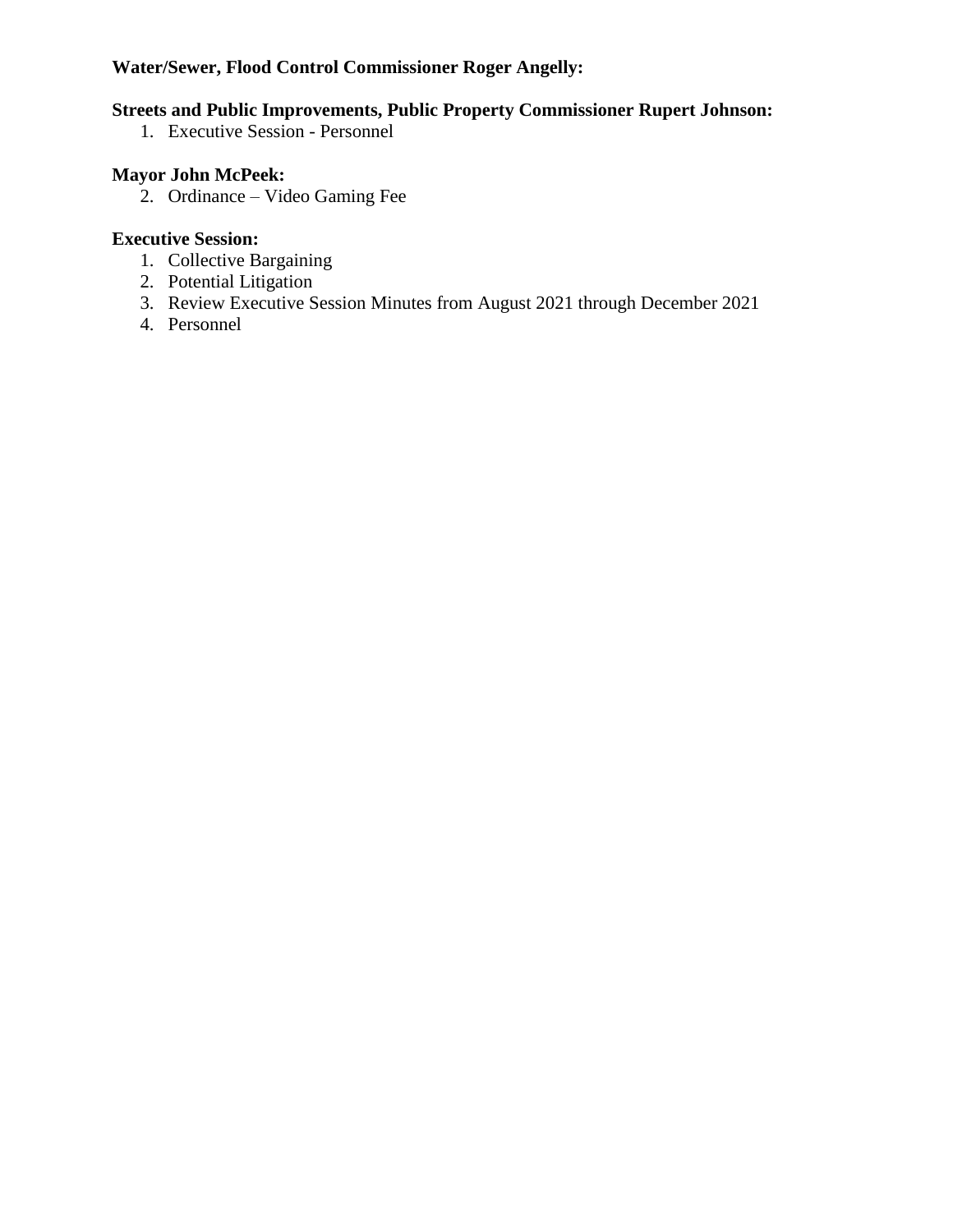**Water/Sewer, Flood Control Commissioner Roger Angelly:**

**Streets and Public Improvements, Public Property Commissioner Rupert Johnson:**

1. Executive Session - Personnel

**Mayor John McPeek:**

2. Ordinance – Video Gaming Fee

**Executive Session:**

1. Collective Bargaining
2. Potential Litigation
3. Review Executive Session Minutes from August 2021 through December 2021
4. Personnel